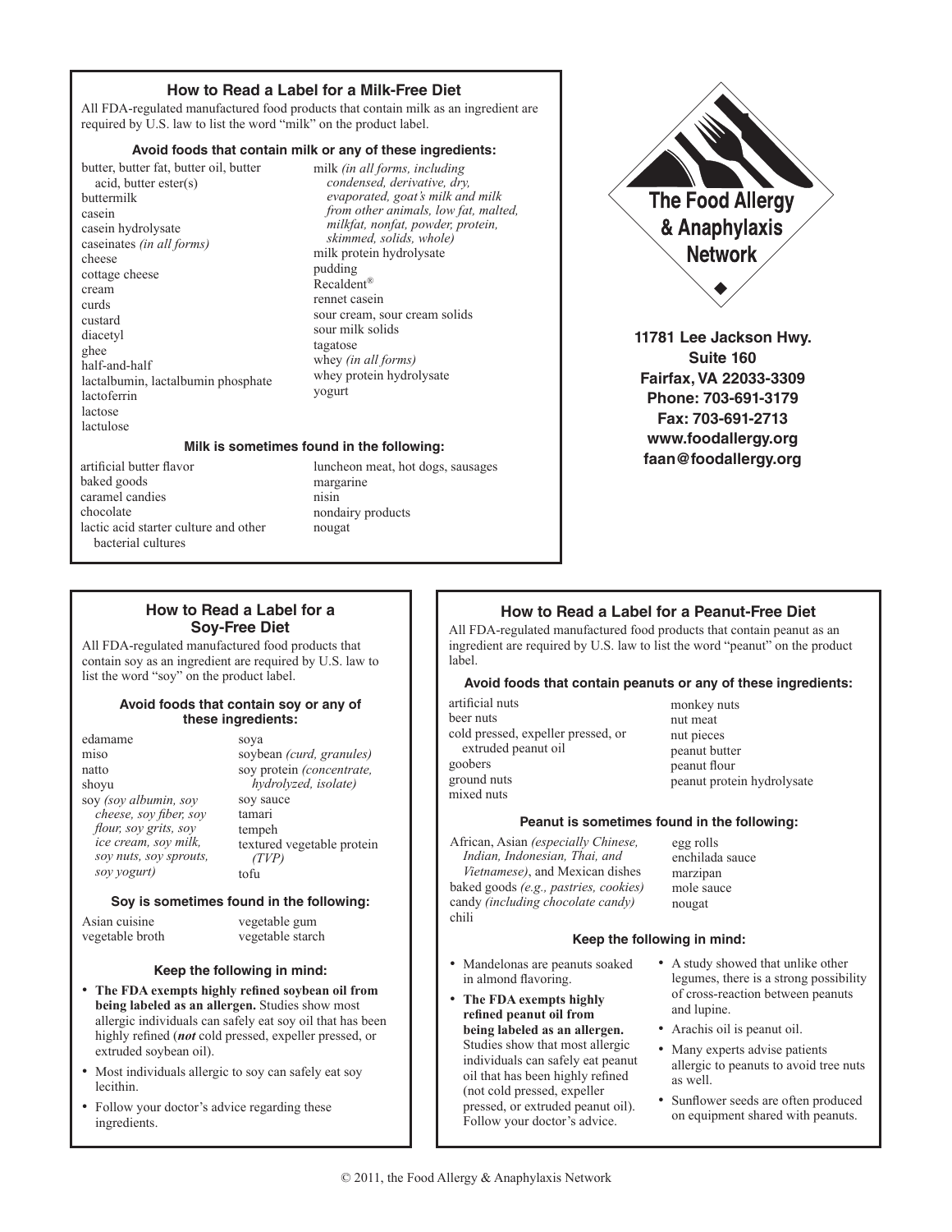## How to Read a Label for a Milk-Free Diet

All FDA-regulated manufactured food products that contain milk as an ingredient are required by U.S. law to list the word "milk" on the product label.

### Avoid foods that contain milk or any of these ingredients:

- butter, butter fat, butter oil, butter acid, butter ester(s)
- buttermilk
- casein
- casein hydrolysate
- caseinates *(in all forms)*
- cheese
- cottage cheese
- cream
- curds
- custard
- diacetyl
- ghee
- half-and-half
- lactalbumin, lactalbumin phosphate
- lactoferrin
- lactose
- lactulose
- milk *(in all forms, including condensed, derivative, dry, evaporated, goat's milk and milk from other animals, low fat, malted, milkfat, nonfat, powder, protein, skimmed, solids, whole)*
- milk protein hydrolysate
- pudding
- Recaldent®
- rennet casein
- sour cream, sour cream solids
- sour milk solids
- tagatose
- whey *(in all forms)*
- whey protein hydrolysate
- yogurt

### Milk is sometimes found in the following:

- artificial butter flavor
- baked goods
- caramel candies
- chocolate
- lactic acid starter culture and other bacterial cultures
- luncheon meat, hot dogs, sausages
- margarine
- nisin
- nondairy products
- nougat

**The Food Allergy & Anaphylaxis Network**

**11781 Lee Jackson Hwy.**
**Suite 160**
**Fairfax, VA 22033-3309**
**Phone: 703-691-3179**
**Fax: 703-691-2713**
**www.foodallergy.org**
**faan@foodallergy.org**

## How to Read a Label for a Soy-Free Diet

All FDA-regulated manufactured food products that contain soy as an ingredient are required by U.S. law to list the word "soy" on the product label.

### Avoid foods that contain soy or any of these ingredients:

- edamame
- miso
- natto
- shoyu
- soy *(soy albumin, soy cheese, soy fiber, soy flour, soy grits, soy ice cream, soy milk, soy nuts, soy sprouts, soy yogurt)*
- soya
- soybean *(curd, granules)*
- soy protein *(concentrate, hydrolyzed, isolate)*
- soy sauce
- tamari
- tempeh
- textured vegetable protein *(TVP)*
- tofu

### Soy is sometimes found in the following:

- Asian cuisine
- vegetable broth
- vegetable gum
- vegetable starch

### Keep the following in mind:

- **The FDA exempts highly refined soybean oil from being labeled as an allergen.** Studies show most allergic individuals can safely eat soy oil that has been highly refined (***not*** cold pressed, expeller pressed, or extruded soybean oil).
- Most individuals allergic to soy can safely eat soy lecithin.
- Follow your doctor's advice regarding these ingredients.

## How to Read a Label for a Peanut-Free Diet

All FDA-regulated manufactured food products that contain peanut as an ingredient are required by U.S. law to list the word "peanut" on the product label.

### Avoid foods that contain peanuts or any of these ingredients:

- artificial nuts
- beer nuts
- cold pressed, expeller pressed, or extruded peanut oil
- goobers
- ground nuts
- mixed nuts
- monkey nuts
- nut meat
- nut pieces
- peanut butter
- peanut flour
- peanut protein hydrolysate

### Peanut is sometimes found in the following:

- African, Asian *(especially Chinese, Indian, Indonesian, Thai, and Vietnamese)*, and Mexican dishes
- baked goods *(e.g., pastries, cookies)*
- candy *(including chocolate candy)*
- chili
- egg rolls
- enchilada sauce
- marzipan
- mole sauce
- nougat

### Keep the following in mind:

- Mandelonas are peanuts soaked in almond flavoring.
- **The FDA exempts highly refined peanut oil from being labeled as an allergen.** Studies show that most allergic individuals can safely eat peanut oil that has been highly refined (not cold pressed, expeller pressed, or extruded peanut oil). Follow your doctor's advice.
- A study showed that unlike other legumes, there is a strong possibility of cross-reaction between peanuts and lupine.
- Arachis oil is peanut oil.
- Many experts advise patients allergic to peanuts to avoid tree nuts as well.
- Sunflower seeds are often produced on equipment shared with peanuts.

© 2011, the Food Allergy & Anaphylaxis Network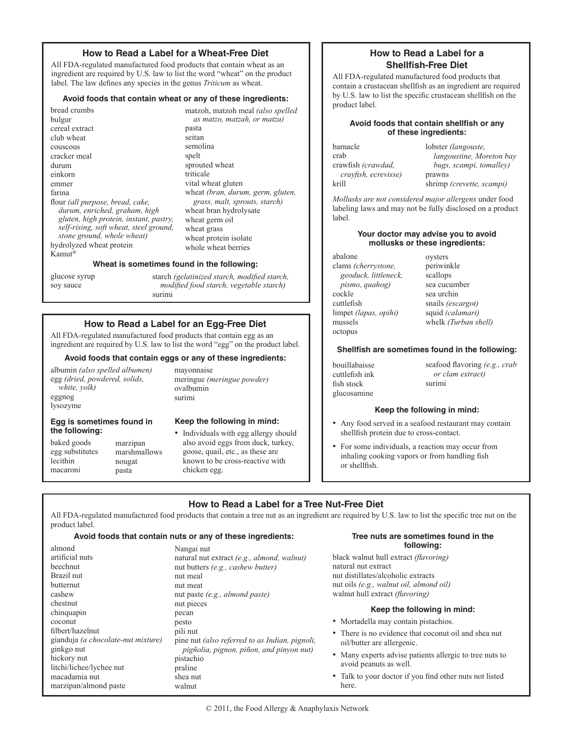## How to Read a Label for a Wheat-Free Diet

All FDA-regulated manufactured food products that contain wheat as an ingredient are required by U.S. law to list the word "wheat" on the product label. The law defines any species in the genus *Triticum* as wheat.

### Avoid foods that contain wheat or any of these ingredients:

- bread crumbs
- bulgur
- cereal extract
- club wheat
- couscous
- cracker meal
- durum
- einkorn
- emmer
- farina
- flour *(all purpose, bread, cake, durum, enriched, graham, high gluten, high protein, instant, pastry, self-rising, soft wheat, steel ground, stone ground, whole wheat)*
- hydrolyzed wheat protein
- Kamut®
- matzoh, matzoh meal *(also spelled as matzo, matzah, or matza)*
- pasta
- seitan
- semolina
- spelt
- sprouted wheat
- triticale
- vital wheat gluten
- wheat *(bran, durum, germ, gluten, grass, malt, sprouts, starch)*
- wheat bran hydrolysate
- wheat germ oil
- wheat grass
- wheat protein isolate
- whole wheat berries

### Wheat is sometimes found in the following:

- glucose syrup
- soy sauce
- starch *(gelatinized starch, modified starch, modified food starch, vegetable starch)*
- surimi

## How to Read a Label for an Egg-Free Diet

All FDA-regulated manufactured food products that contain egg as an ingredient are required by U.S. law to list the word "egg" on the product label.

### Avoid foods that contain eggs or any of these ingredients:

- albumin *(also spelled albumen)*
- egg *(dried, powdered, solids, white, yolk)*
- eggnog
- lysozyme
- mayonnaise
- meringue *(meringue powder)*
- ovalbumin
- surimi

### Egg is sometimes found in the following:

- baked goods
- egg substitutes
- lecithin
- macaroni
- marzipan
- marshmallows
- nougat
- pasta

### Keep the following in mind:

- Individuals with egg allergy should also avoid eggs from duck, turkey, goose, quail, etc., as these are known to be cross-reactive with chicken egg.

## How to Read a Label for a Shellfish-Free Diet

All FDA-regulated manufactured food products that contain a crustacean shellfish as an ingredient are required by U.S. law to list the specific crustacean shellfish on the product label.

### Avoid foods that contain shellfish or any of these ingredients:

- barnacle
- crab
- crawfish *(crawdad, crayfish, ecrevisse)*
- krill
- lobster *(langouste, langoustine, Moreton bay bugs, scampi, tomalley)*
- prawns
- shrimp *(crevette, scampi)*

*Mollusks are not considered major allergens* under food labeling laws and may not be fully disclosed on a product label.

### Your doctor may advise you to avoid mollusks or these ingredients:

- abalone
- clams *(cherrystone, geoduck, littleneck, pismo, quahog)*
- cockle
- cuttlefish
- limpet *(lapas, opihi)*
- mussels
- octopus
- oysters
- periwinkle
- scallops
- sea cucumber
- sea urchin
- snails *(escargot)*
- squid *(calamari)*
- whelk *(Turban shell)*

### Shellfish are sometimes found in the following:

- bouillabaisse
- cuttlefish ink
- fish stock
- glucosamine
- seafood flavoring *(e.g., crab or clam extract)*
- surimi

### Keep the following in mind:

- Any food served in a seafood restaurant may contain shellfish protein due to cross-contact.
- For some individuals, a reaction may occur from inhaling cooking vapors or from handling fish or shellfish.

## How to Read a Label for a Tree Nut-Free Diet

All FDA-regulated manufactured food products that contain a tree nut as an ingredient are required by U.S. law to list the specific tree nut on the product label.

### Avoid foods that contain nuts or any of these ingredients:

- almond
- artificial nuts
- beechnut
- Brazil nut
- butternut
- cashew
- chestnut
- chinquapin
- coconut
- filbert/hazelnut
- gianduja *(a chocolate-nut mixture)*
- ginkgo nut
- hickory nut
- litchi/lichee/lychee nut
- macadamia nut
- marzipan/almond paste
- Nangai nut
- natural nut extract *(e.g., almond, walnut)*
- nut butters *(e.g., cashew butter)*
- nut meal
- nut meat
- nut paste *(e.g., almond paste)*
- nut pieces
- pecan
- pesto
- pili nut
- pine nut *(also referred to as Indian, pignoli, pigñolia, pignon, piñon, and pinyon nut)*
- pistachio
- praline
- shea nut
- walnut

### Tree nuts are sometimes found in the following:

- black walnut hull extract *(flavoring)*
- natural nut extract
- nut distillates/alcoholic extracts
- nut oils *(e.g., walnut oil, almond oil)*
- walnut hull extract *(flavoring)*

### Keep the following in mind:

- Mortadella may contain pistachios.
- There is no evidence that coconut oil and shea nut oil/butter are allergenic.
- Many experts advise patients allergic to tree nuts to avoid peanuts as well.
- Talk to your doctor if you find other nuts not listed here.

© 2011, the Food Allergy & Anaphylaxis Network